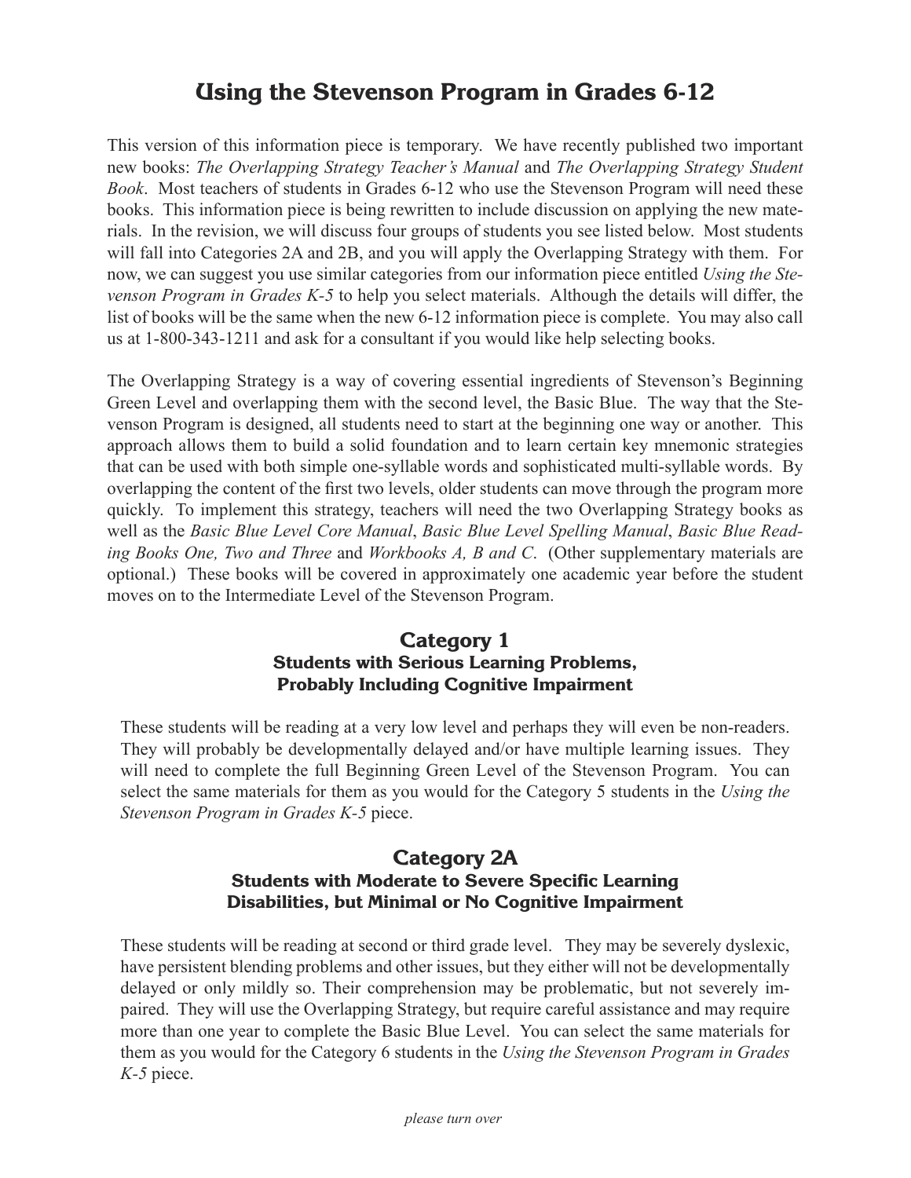# Using the Stevenson Program in Grades 6-12

This version of this information piece is temporary. We have recently published two important new books: *The Overlapping Strategy Teacher's Manual* and *The Overlapping Strategy Student Book*. Most teachers of students in Grades 6-12 who use the Stevenson Program will need these books. This information piece is being rewritten to include discussion on applying the new materials. In the revision, we will discuss four groups of students you see listed below. Most students will fall into Categories 2A and 2B, and you will apply the Overlapping Strategy with them. For now, we can suggest you use similar categories from our information piece entitled *Using the Stevenson Program in Grades K-5* to help you select materials. Although the details will differ, the list of books will be the same when the new 6-12 information piece is complete. You may also call us at 1-800-343-1211 and ask for a consultant if you would like help selecting books.

The Overlapping Strategy is a way of covering essential ingredients of Stevenson's Beginning Green Level and overlapping them with the second level, the Basic Blue. The way that the Stevenson Program is designed, all students need to start at the beginning one way or another. This approach allows them to build a solid foundation and to learn certain key mnemonic strategies that can be used with both simple one-syllable words and sophisticated multi-syllable words. By overlapping the content of the first two levels, older students can move through the program more quickly. To implement this strategy, teachers will need the two Overlapping Strategy books as well as the *Basic Blue Level Core Manual*, *Basic Blue Level Spelling Manual*, *Basic Blue Reading Books One, Two and Three* and *Workbooks A, B and C*. (Other supplementary materials are optional.) These books will be covered in approximately one academic year before the student moves on to the Intermediate Level of the Stevenson Program.

## Category 1
### Students with Serious Learning Problems, Probably Including Cognitive Impairment

These students will be reading at a very low level and perhaps they will even be non-readers. They will probably be developmentally delayed and/or have multiple learning issues. They will need to complete the full Beginning Green Level of the Stevenson Program. You can select the same materials for them as you would for the Category 5 students in the *Using the Stevenson Program in Grades K-5* piece.

## Category 2A
### Students with Moderate to Severe Specific Learning Disabilities, but Minimal or No Cognitive Impairment

These students will be reading at second or third grade level. They may be severely dyslexic, have persistent blending problems and other issues, but they either will not be developmentally delayed or only mildly so. Their comprehension may be problematic, but not severely impaired. They will use the Overlapping Strategy, but require careful assistance and may require more than one year to complete the Basic Blue Level. You can select the same materials for them as you would for the Category 6 students in the *Using the Stevenson Program in Grades K-5* piece.

*please turn over*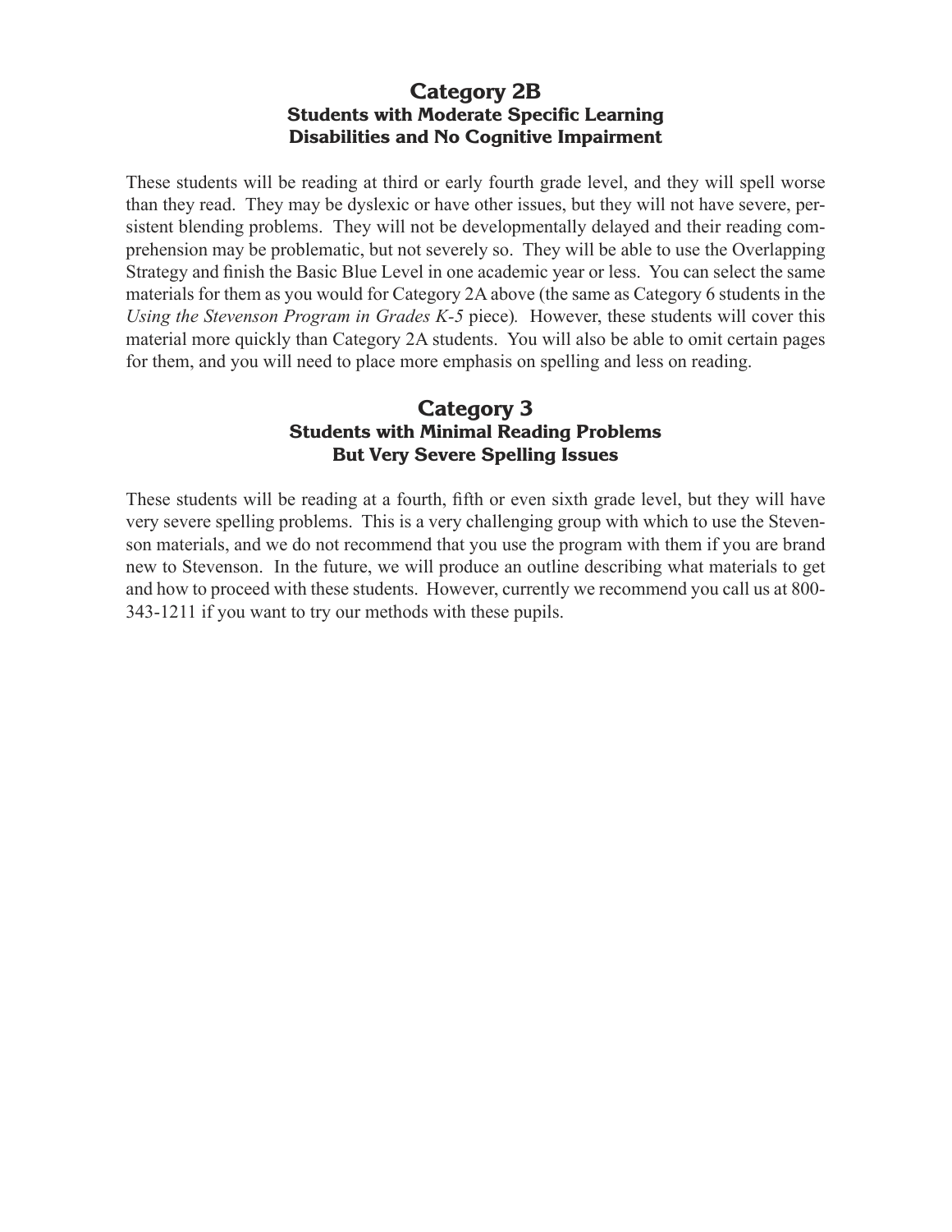## Category 2B
### Students with Moderate Specific Learning Disabilities and No Cognitive Impairment

These students will be reading at third or early fourth grade level, and they will spell worse than they read. They may be dyslexic or have other issues, but they will not have severe, persistent blending problems. They will not be developmentally delayed and their reading comprehension may be problematic, but not severely so. They will be able to use the Overlapping Strategy and finish the Basic Blue Level in one academic year or less. You can select the same materials for them as you would for Category 2A above (the same as Category 6 students in the *Using the Stevenson Program in Grades K-5* piece). However, these students will cover this material more quickly than Category 2A students. You will also be able to omit certain pages for them, and you will need to place more emphasis on spelling and less on reading.

## Category 3
### Students with Minimal Reading Problems But Very Severe Spelling Issues

These students will be reading at a fourth, fifth or even sixth grade level, but they will have very severe spelling problems. This is a very challenging group with which to use the Stevenson materials, and we do not recommend that you use the program with them if you are brand new to Stevenson. In the future, we will produce an outline describing what materials to get and how to proceed with these students. However, currently we recommend you call us at 800-343-1211 if you want to try our methods with these pupils.